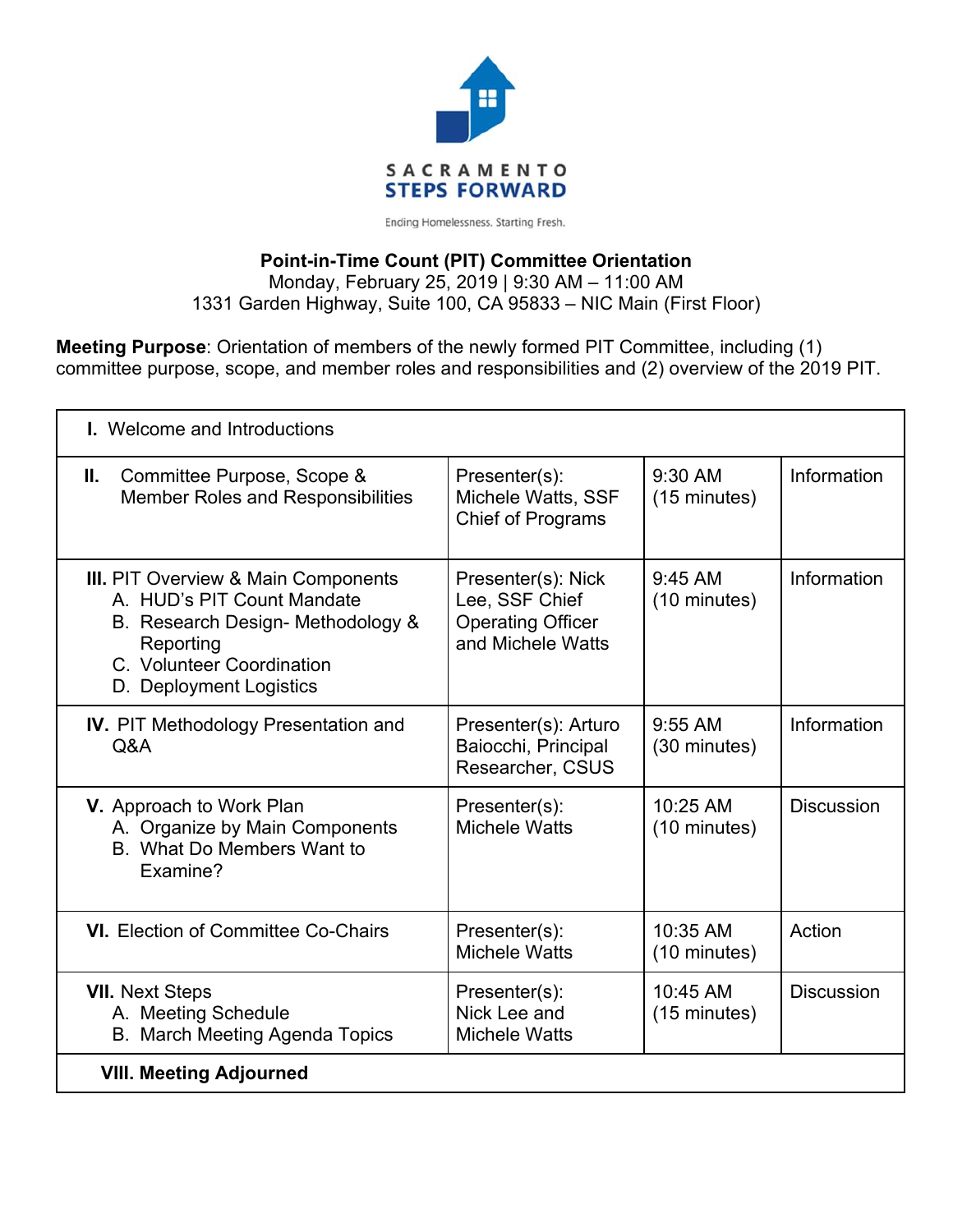SACRAMENTO
STEPS FORWARD

Ending Homelessness. Starting Fresh.

**Point-in-Time Count (PIT) Committee Orientation**
Monday, February 25, 2019 | 9:30 AM – 11:00 AM
1331 Garden Highway, Suite 100, CA 95833 – NIC Main (First Floor)

**Meeting Purpose**: Orientation of members of the newly formed PIT Committee, including (1) committee purpose, scope, and member roles and responsibilities and (2) overview of the 2019 PIT.

| **I.** Welcome and Introductions | | | |
|---|---|---|---|
| **II.** Committee Purpose, Scope & Member Roles and Responsibilities | Presenter(s): Michele Watts, SSF Chief of Programs | 9:30 AM (15 minutes) | Information |
| **III.** PIT Overview & Main Components<br>A. HUD's PIT Count Mandate<br>B. Research Design- Methodology & Reporting<br>C. Volunteer Coordination<br>D. Deployment Logistics | Presenter(s): Nick Lee, SSF Chief Operating Officer and Michele Watts | 9:45 AM (10 minutes) | Information |
| **IV.** PIT Methodology Presentation and Q&A | Presenter(s): Arturo Baiocchi, Principal Researcher, CSUS | 9:55 AM (30 minutes) | Information |
| **V.** Approach to Work Plan<br>A. Organize by Main Components<br>B. What Do Members Want to Examine? | Presenter(s): Michele Watts | 10:25 AM (10 minutes) | Discussion |
| **VI.** Election of Committee Co-Chairs | Presenter(s): Michele Watts | 10:35 AM (10 minutes) | Action |
| **VII.** Next Steps<br>A. Meeting Schedule<br>B. March Meeting Agenda Topics | Presenter(s): Nick Lee and Michele Watts | 10:45 AM (15 minutes) | Discussion |
| **VIII. Meeting Adjourned** | | | |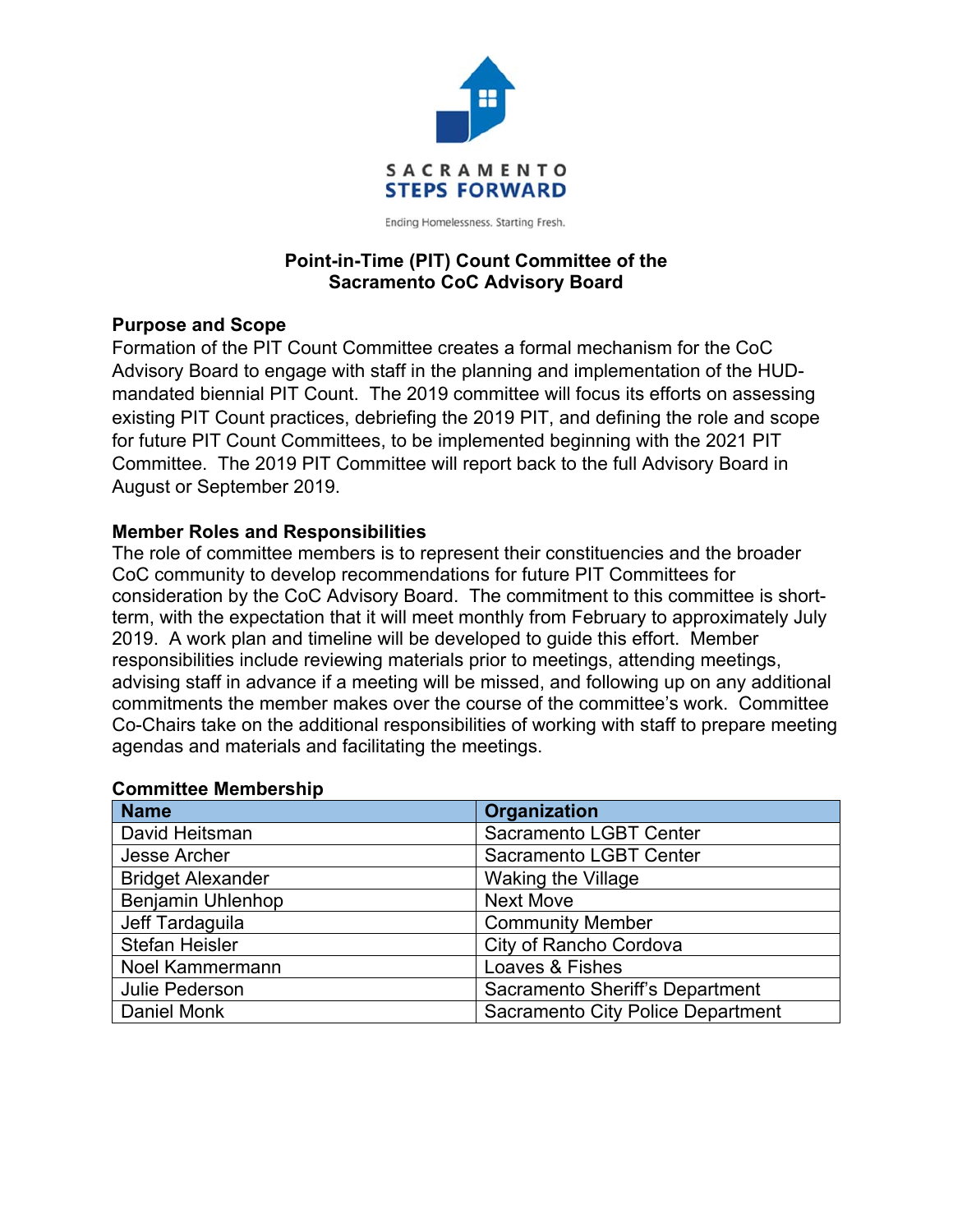SACRAMENTO
STEPS FORWARD

Ending Homelessness. Starting Fresh.

**Point-in-Time (PIT) Count Committee of the Sacramento CoC Advisory Board**

**Purpose and Scope**

Formation of the PIT Count Committee creates a formal mechanism for the CoC Advisory Board to engage with staff in the planning and implementation of the HUD-mandated biennial PIT Count. The 2019 committee will focus its efforts on assessing existing PIT Count practices, debriefing the 2019 PIT, and defining the role and scope for future PIT Count Committees, to be implemented beginning with the 2021 PIT Committee. The 2019 PIT Committee will report back to the full Advisory Board in August or September 2019.

**Member Roles and Responsibilities**

The role of committee members is to represent their constituencies and the broader CoC community to develop recommendations for future PIT Committees for consideration by the CoC Advisory Board. The commitment to this committee is short-term, with the expectation that it will meet monthly from February to approximately July 2019. A work plan and timeline will be developed to guide this effort. Member responsibilities include reviewing materials prior to meetings, attending meetings, advising staff in advance if a meeting will be missed, and following up on any additional commitments the member makes over the course of the committee's work. Committee Co-Chairs take on the additional responsibilities of working with staff to prepare meeting agendas and materials and facilitating the meetings.

**Committee Membership**

| Name | Organization |
|---|---|
| David Heitsman | Sacramento LGBT Center |
| Jesse Archer | Sacramento LGBT Center |
| Bridget Alexander | Waking the Village |
| Benjamin Uhlenhop | Next Move |
| Jeff Tardaguila | Community Member |
| Stefan Heisler | City of Rancho Cordova |
| Noel Kammermann | Loaves & Fishes |
| Julie Pederson | Sacramento Sheriff's Department |
| Daniel Monk | Sacramento City Police Department |